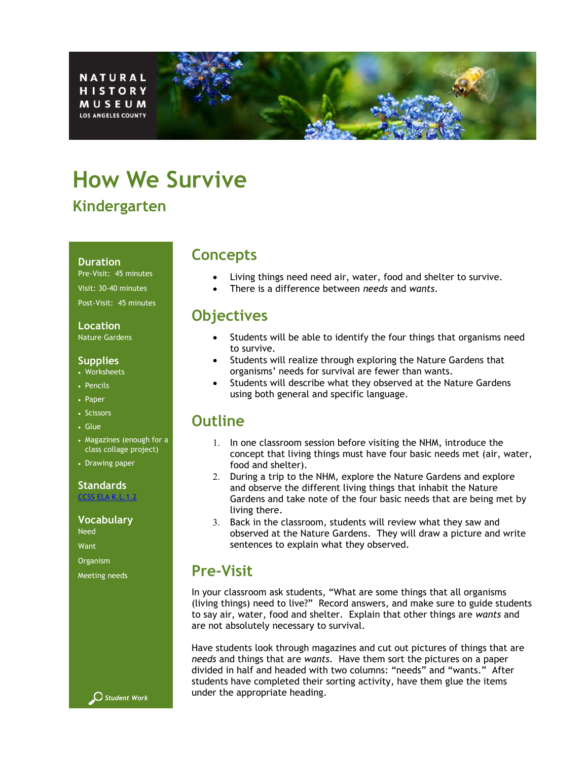NATURAL HISTORY MUSEUM
LOS ANGELES COUNTY

# How We Survive

## Kindergarten

**Duration**
Pre-Visit: 45 minutes
Visit: 30-40 minutes
Post-Visit: 45 minutes

**Location**
Nature Gardens

**Supplies**

- Worksheets
- Pencils
- Paper
- Scissors
- Glue
- Magazines (enough for a class collage project)
- Drawing paper

**Standards**
CCSS ELA K.L.1.2

**Vocabulary**
Need
Want
Organism
Meeting needs

Student Work

## Concepts

- Living things need need air, water, food and shelter to survive.
- There is a difference between *needs* and *wants*.

## Objectives

- Students will be able to identify the four things that organisms need to survive.
- Students will realize through exploring the Nature Gardens that organisms' needs for survival are fewer than wants.
- Students will describe what they observed at the Nature Gardens using both general and specific language.

## Outline

1. In one classroom session before visiting the NHM, introduce the concept that living things must have four basic needs met (air, water, food and shelter).
2. During a trip to the NHM, explore the Nature Gardens and explore and observe the different living things that inhabit the Nature Gardens and take note of the four basic needs that are being met by living there.
3. Back in the classroom, students will review what they saw and observed at the Nature Gardens. They will draw a picture and write sentences to explain what they observed.

## Pre-Visit

In your classroom ask students, "What are some things that all organisms (living things) need to live?" Record answers, and make sure to guide students to say air, water, food and shelter. Explain that other things are *wants* and are not absolutely necessary to survival.

Have students look through magazines and cut out pictures of things that are *needs* and things that are *wants*. Have them sort the pictures on a paper divided in half and headed with two columns: "needs" and "wants." After students have completed their sorting activity, have them glue the items under the appropriate heading.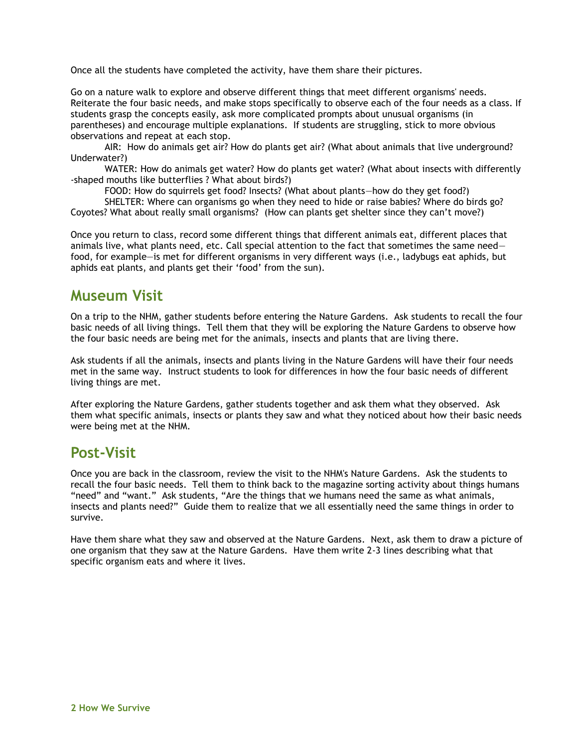Once all the students have completed the activity, have them share their pictures.

Go on a nature walk to explore and observe different things that meet different organisms' needs. Reiterate the four basic needs, and make stops specifically to observe each of the four needs as a class. If students grasp the concepts easily, ask more complicated prompts about unusual organisms (in parentheses) and encourage multiple explanations. If students are struggling, stick to more obvious observations and repeat at each stop.

AIR: How do animals get air? How do plants get air? (What about animals that live underground? Underwater?)

WATER: How do animals get water? How do plants get water? (What about insects with differently -shaped mouths like butterflies ? What about birds?)

FOOD: How do squirrels get food? Insects? (What about plants—how do they get food?)

SHELTER: Where can organisms go when they need to hide or raise babies? Where do birds go? Coyotes? What about really small organisms? (How can plants get shelter since they can't move?)

Once you return to class, record some different things that different animals eat, different places that animals live, what plants need, etc. Call special attention to the fact that sometimes the same need—food, for example—is met for different organisms in very different ways (i.e., ladybugs eat aphids, but aphids eat plants, and plants get their 'food' from the sun).

## Museum Visit

On a trip to the NHM, gather students before entering the Nature Gardens. Ask students to recall the four basic needs of all living things. Tell them that they will be exploring the Nature Gardens to observe how the four basic needs are being met for the animals, insects and plants that are living there.

Ask students if all the animals, insects and plants living in the Nature Gardens will have their four needs met in the same way. Instruct students to look for differences in how the four basic needs of different living things are met.

After exploring the Nature Gardens, gather students together and ask them what they observed. Ask them what specific animals, insects or plants they saw and what they noticed about how their basic needs were being met at the NHM.

## Post-Visit

Once you are back in the classroom, review the visit to the NHM's Nature Gardens. Ask the students to recall the four basic needs. Tell them to think back to the magazine sorting activity about things humans "need" and "want." Ask students, "Are the things that we humans need the same as what animals, insects and plants need?" Guide them to realize that we all essentially need the same things in order to survive.

Have them share what they saw and observed at the Nature Gardens. Next, ask them to draw a picture of one organism that they saw at the Nature Gardens. Have them write 2-3 lines describing what that specific organism eats and where it lives.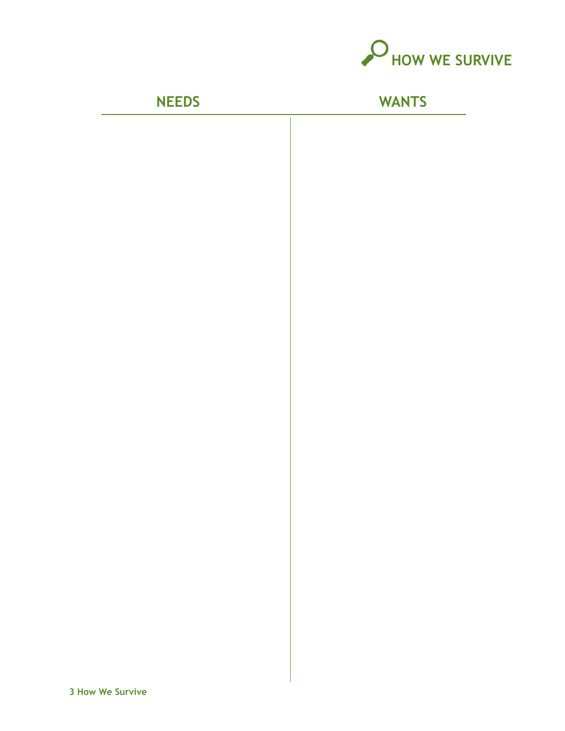# HOW WE SURVIVE

| NEEDS | WANTS |
|---|---|
| | |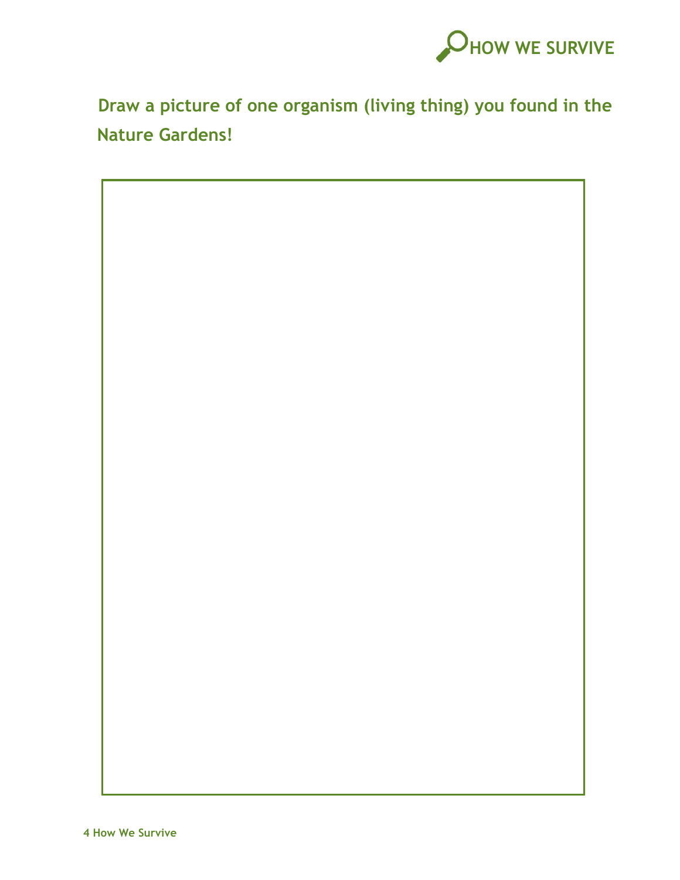Draw a picture of one organism (living thing) you found in the Nature Gardens!